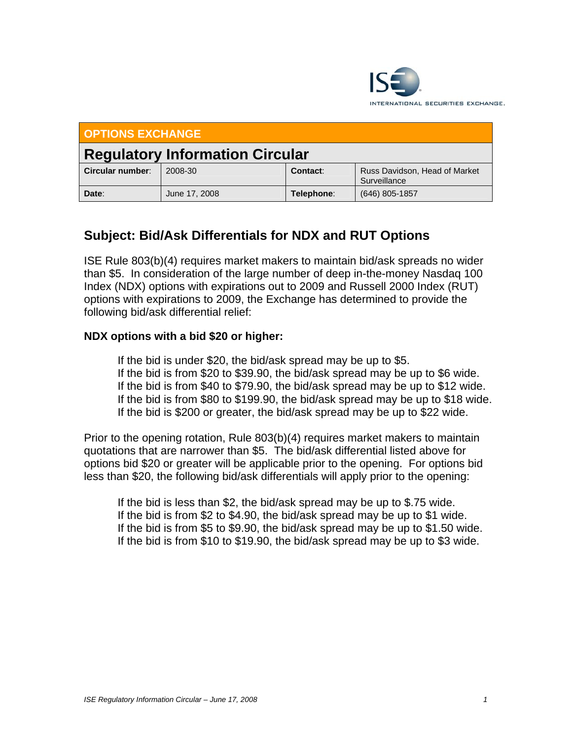INTERNATIONAL SECURITIES EXCHANGE.

| OPTIONS EXCHANGE | | | |
|---|---|---|---|
| **Regulatory Information Circular** | | | |
| **Circular number**: | 2008-30 | **Contact**: | Russ Davidson, Head of Market Surveillance |
| **Date**: | June 17, 2008 | **Telephone**: | (646) 805-1857 |

## Subject: Bid/Ask Differentials for NDX and RUT Options

ISE Rule 803(b)(4) requires market makers to maintain bid/ask spreads no wider than $5. In consideration of the large number of deep in-the-money Nasdaq 100 Index (NDX) options with expirations out to 2009 and Russell 2000 Index (RUT) options with expirations to 2009, the Exchange has determined to provide the following bid/ask differential relief:

**NDX options with a bid $20 or higher:**

> If the bid is under $20, the bid/ask spread may be up to $5.
> If the bid is from $20 to $39.90, the bid/ask spread may be up to $6 wide.
> If the bid is from $40 to $79.90, the bid/ask spread may be up to $12 wide.
> If the bid is from $80 to $199.90, the bid/ask spread may be up to $18 wide.
> If the bid is $200 or greater, the bid/ask spread may be up to $22 wide.

Prior to the opening rotation, Rule 803(b)(4) requires market makers to maintain quotations that are narrower than $5. The bid/ask differential listed above for options bid $20 or greater will be applicable prior to the opening. For options bid less than $20, the following bid/ask differentials will apply prior to the opening:

> If the bid is less than $2, the bid/ask spread may be up to $.75 wide.
> If the bid is from $2 to $4.90, the bid/ask spread may be up to $1 wide.
> If the bid is from $5 to $9.90, the bid/ask spread may be up to $1.50 wide.
> If the bid is from $10 to $19.90, the bid/ask spread may be up to $3 wide.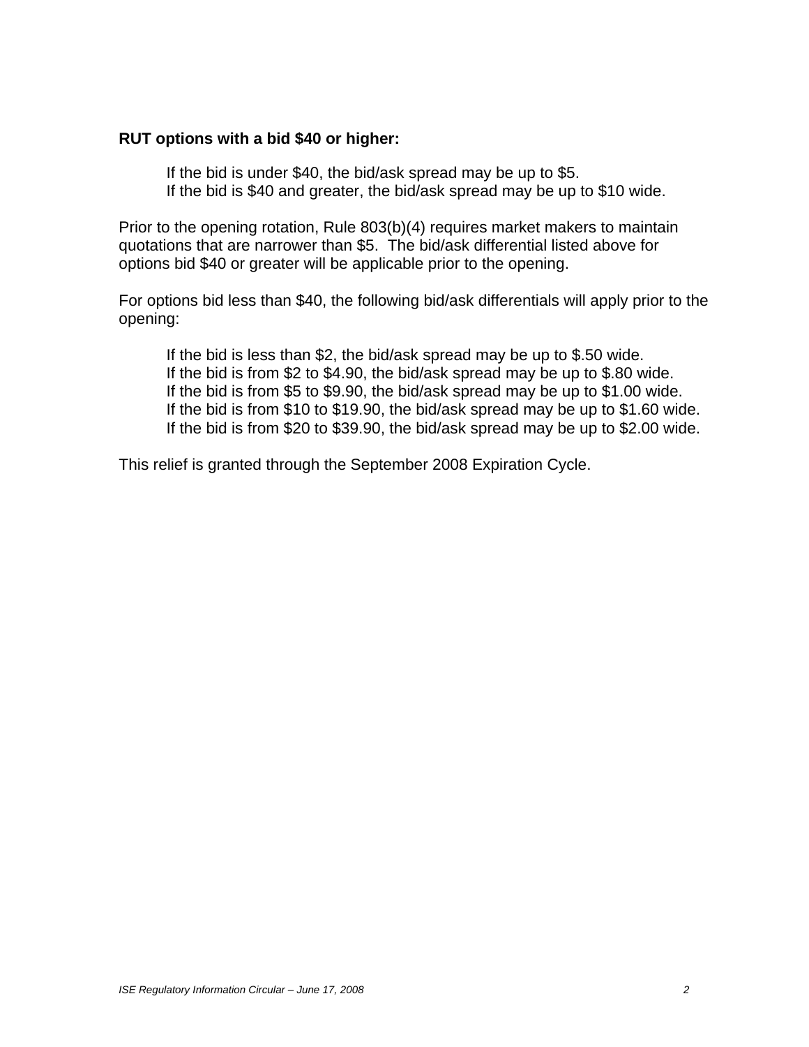**RUT options with a bid $40 or higher:**

If the bid is under $40, the bid/ask spread may be up to $5.
If the bid is $40 and greater, the bid/ask spread may be up to $10 wide.

Prior to the opening rotation, Rule 803(b)(4) requires market makers to maintain quotations that are narrower than $5. The bid/ask differential listed above for options bid $40 or greater will be applicable prior to the opening.

For options bid less than $40, the following bid/ask differentials will apply prior to the opening:

If the bid is less than $2, the bid/ask spread may be up to $.50 wide.
If the bid is from $2 to $4.90, the bid/ask spread may be up to $.80 wide.
If the bid is from $5 to $9.90, the bid/ask spread may be up to $1.00 wide.
If the bid is from $10 to $19.90, the bid/ask spread may be up to $1.60 wide.
If the bid is from $20 to $39.90, the bid/ask spread may be up to $2.00 wide.

This relief is granted through the September 2008 Expiration Cycle.